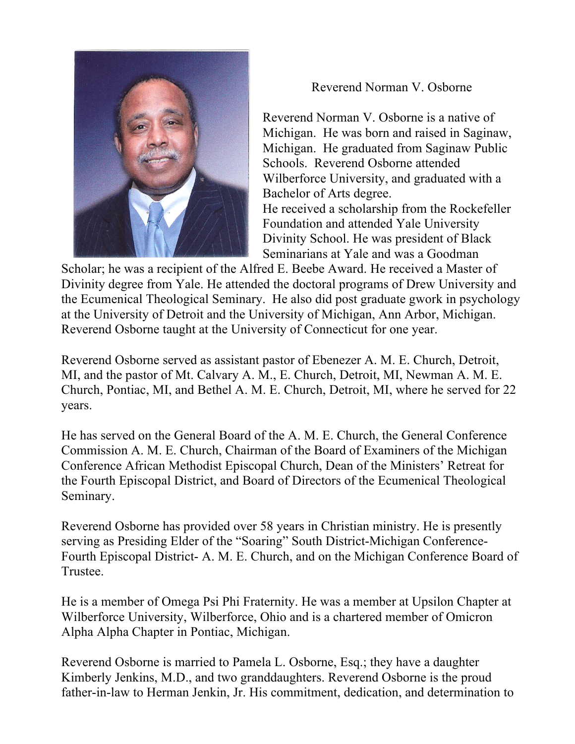# Reverend Norman V. Osborne

Reverend Norman V. Osborne is a native of Michigan. He was born and raised in Saginaw, Michigan. He graduated from Saginaw Public Schools. Reverend Osborne attended Wilberforce University, and graduated with a Bachelor of Arts degree.
He received a scholarship from the Rockefeller Foundation and attended Yale University Divinity School. He was president of Black Seminarians at Yale and was a Goodman Scholar; he was a recipient of the Alfred E. Beebe Award. He received a Master of Divinity degree from Yale. He attended the doctoral programs of Drew University and the Ecumenical Theological Seminary. He also did post graduate gwork in psychology at the University of Detroit and the University of Michigan, Ann Arbor, Michigan. Reverend Osborne taught at the University of Connecticut for one year.

Reverend Osborne served as assistant pastor of Ebenezer A. M. E. Church, Detroit, MI, and the pastor of Mt. Calvary A. M., E. Church, Detroit, MI, Newman A. M. E. Church, Pontiac, MI, and Bethel A. M. E. Church, Detroit, MI, where he served for 22 years.

He has served on the General Board of the A. M. E. Church, the General Conference Commission A. M. E. Church, Chairman of the Board of Examiners of the Michigan Conference African Methodist Episcopal Church, Dean of the Ministers' Retreat for the Fourth Episcopal District, and Board of Directors of the Ecumenical Theological Seminary.

Reverend Osborne has provided over 58 years in Christian ministry. He is presently serving as Presiding Elder of the "Soaring" South District-Michigan Conference-Fourth Episcopal District- A. M. E. Church, and on the Michigan Conference Board of Trustee.

He is a member of Omega Psi Phi Fraternity. He was a member at Upsilon Chapter at Wilberforce University, Wilberforce, Ohio and is a chartered member of Omicron Alpha Alpha Chapter in Pontiac, Michigan.

Reverend Osborne is married to Pamela L. Osborne, Esq.; they have a daughter Kimberly Jenkins, M.D., and two granddaughters. Reverend Osborne is the proud father-in-law to Herman Jenkin, Jr. His commitment, dedication, and determination to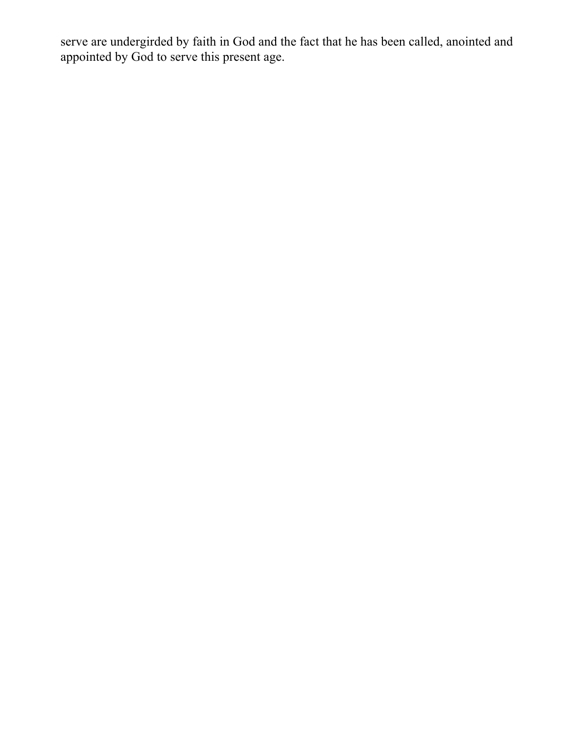serve are undergirded by faith in God and the fact that he has been called, anointed and appointed by God to serve this present age.